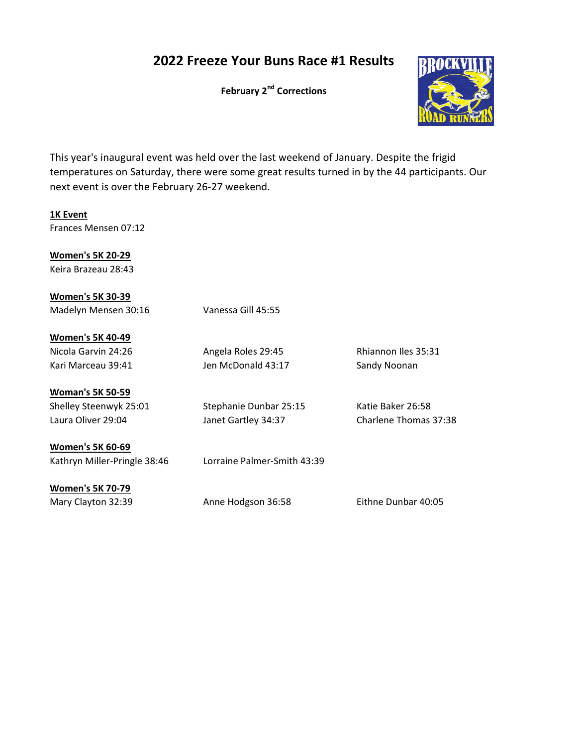# 2022 Freeze Your Buns Race #1 Results

**February 2nd Corrections**

This year's inaugural event was held over the last weekend of January. Despite the frigid temperatures on Saturday, there were some great results turned in by the 44 participants. Our next event is over the February 26-27 weekend.

**1K Event**

Frances Mensen 07:12

**Women's 5K 20-29**

Keira Brazeau 28:43

**Women's 5K 30-39**

Madelyn Mensen 30:16

Vanessa Gill 45:55

**Women's 5K 40-49**

Nicola Garvin 24:26

Angela Roles 29:45

Rhiannon Iles 35:31

Kari Marceau 39:41

Jen McDonald 43:17

Sandy Noonan

**Woman's 5K 50-59**

Shelley Steenwyk 25:01

Stephanie Dunbar 25:15

Katie Baker 26:58

Laura Oliver 29:04

Janet Gartley 34:37

Charlene Thomas 37:38

**Women's 5K 60-69**

Kathryn Miller-Pringle 38:46

Lorraine Palmer-Smith 43:39

**Women's 5K 70-79**

Mary Clayton 32:39

Anne Hodgson 36:58

Eithne Dunbar 40:05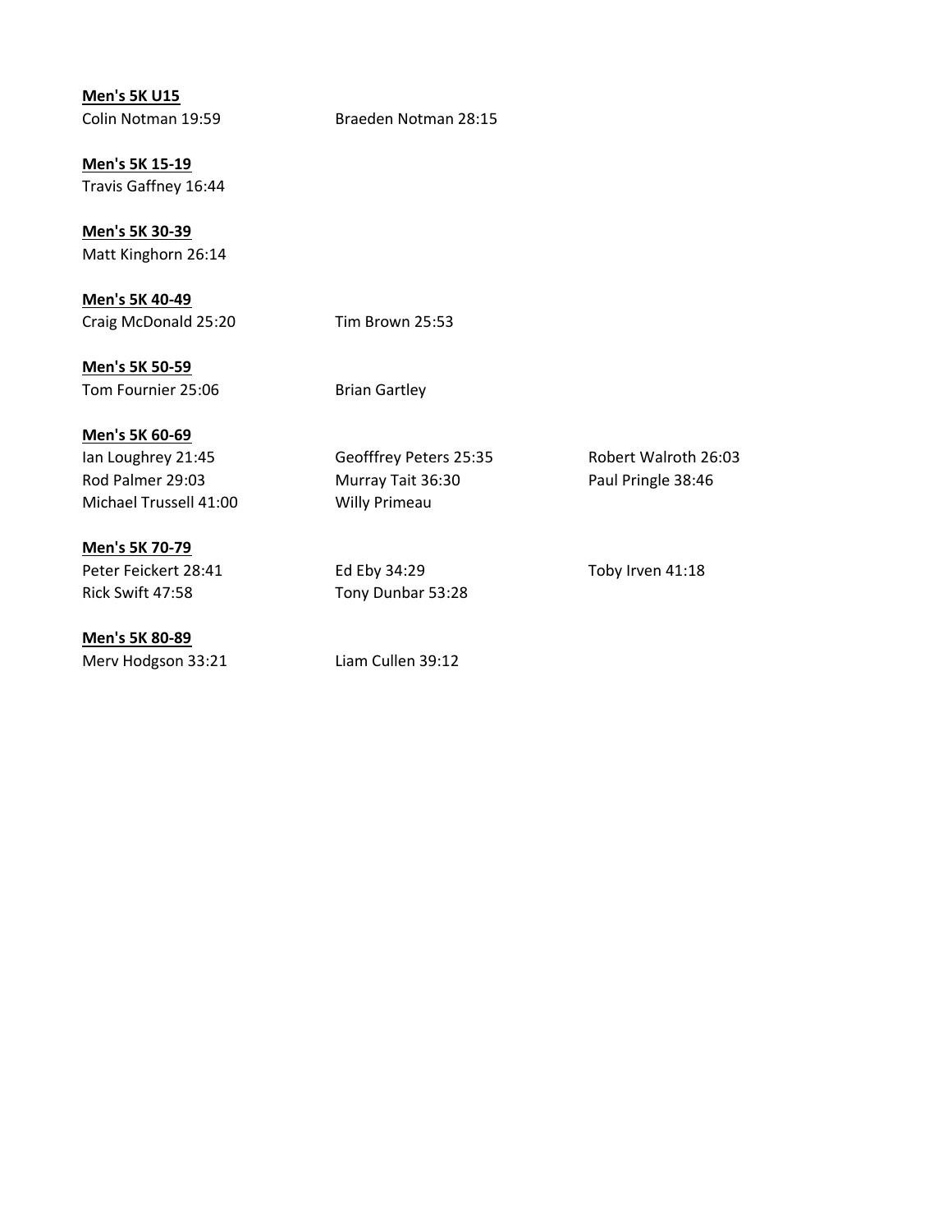**Men's 5K U15**

Colin Notman 19:59
Braeden Notman 28:15

**Men's 5K 15-19**

Travis Gaffney 16:44

**Men's 5K 30-39**

Matt Kinghorn 26:14

**Men's 5K 40-49**

Craig McDonald 25:20
Tim Brown 25:53

**Men's 5K 50-59**

Tom Fournier 25:06
Brian Gartley

**Men's 5K 60-69**

Ian Loughrey 21:45
Geofffrey Peters 25:35
Robert Walroth 26:03
Rod Palmer 29:03
Murray Tait 36:30
Paul Pringle 38:46
Michael Trussell 41:00
Willy Primeau

**Men's 5K 70-79**

Peter Feickert 28:41
Ed Eby 34:29
Toby Irven 41:18
Rick Swift 47:58
Tony Dunbar 53:28

**Men's 5K 80-89**

Merv Hodgson 33:21
Liam Cullen 39:12